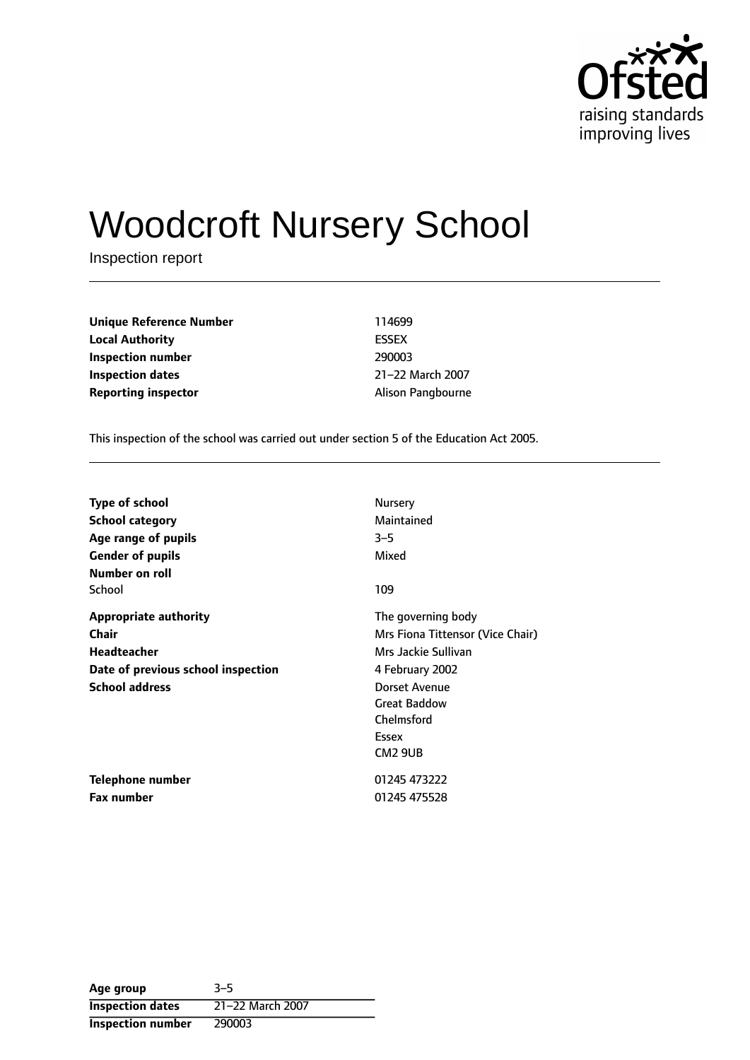# Woodcroft Nursery School

Inspection report

| | |
|---|---|
| **Unique Reference Number** | 114699 |
| **Local Authority** | ESSEX |
| **Inspection number** | 290003 |
| **Inspection dates** | 21–22 March 2007 |
| **Reporting inspector** | Alison Pangbourne |

This inspection of the school was carried out under section 5 of the Education Act 2005.

| | |
|---|---|
| **Type of school** | Nursery |
| **School category** | Maintained |
| **Age range of pupils** | 3–5 |
| **Gender of pupils** | Mixed |
| **Number on roll** | |
| School | 109 |
| **Appropriate authority** | The governing body |
| **Chair** | Mrs Fiona Tittensor (Vice Chair) |
| **Headteacher** | Mrs Jackie Sullivan |
| **Date of previous school inspection** | 4 February 2002 |
| **School address** | Dorset Avenue<br>Great Baddow<br>Chelmsford<br>Essex<br>CM2 9UB |
| **Telephone number** | 01245 473222 |
| **Fax number** | 01245 475528 |

| | |
|---|---|
| **Age group** | 3–5 |
| **Inspection dates** | 21–22 March 2007 |
| **Inspection number** | 290003 |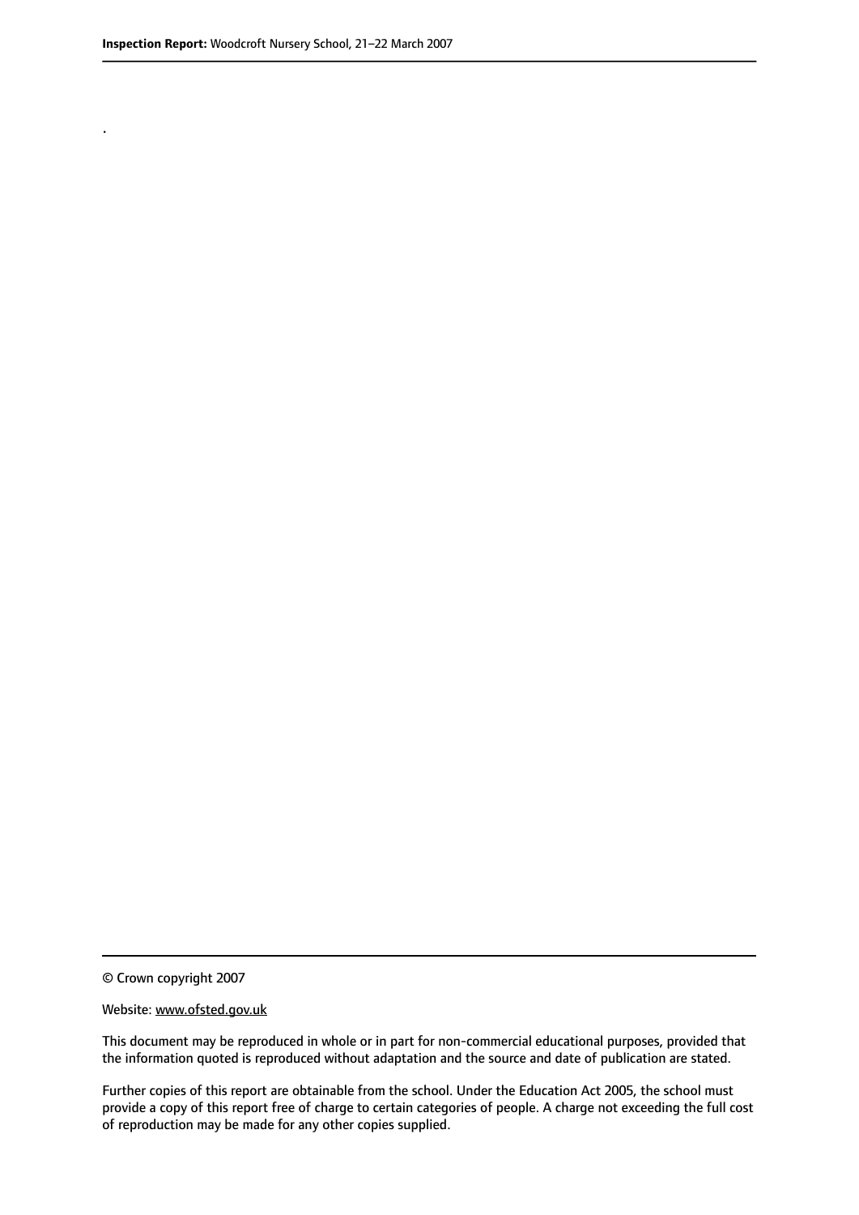.

© Crown copyright 2007

Website: www.ofsted.gov.uk

This document may be reproduced in whole or in part for non-commercial educational purposes, provided that the information quoted is reproduced without adaptation and the source and date of publication are stated.

Further copies of this report are obtainable from the school. Under the Education Act 2005, the school must provide a copy of this report free of charge to certain categories of people. A charge not exceeding the full cost of reproduction may be made for any other copies supplied.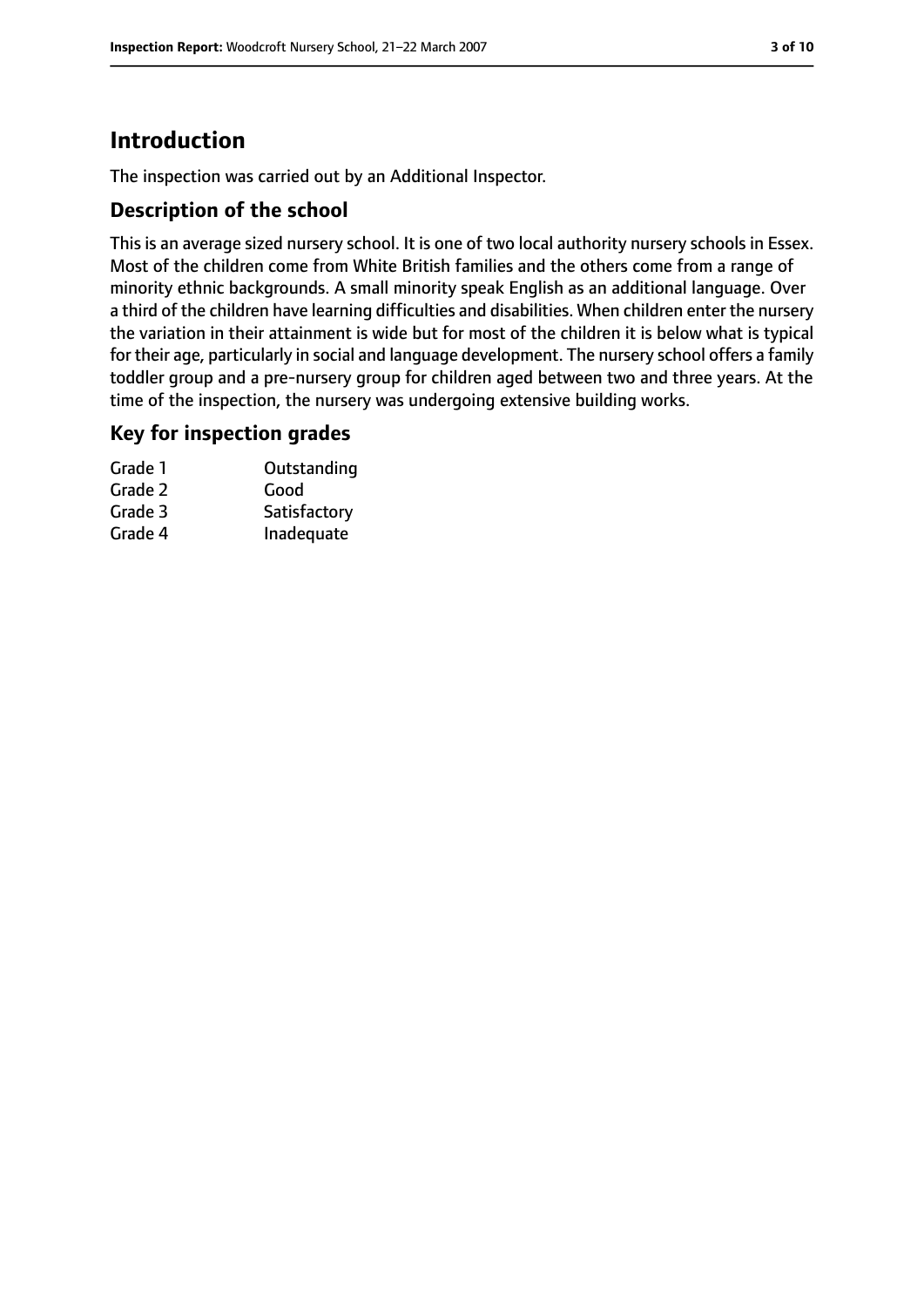# Introduction

The inspection was carried out by an Additional Inspector.

## Description of the school

This is an average sized nursery school. It is one of two local authority nursery schools in Essex. Most of the children come from White British families and the others come from a range of minority ethnic backgrounds. A small minority speak English as an additional language. Over a third of the children have learning difficulties and disabilities. When children enter the nursery the variation in their attainment is wide but for most of the children it is below what is typical for their age, particularly in social and language development. The nursery school offers a family toddler group and a pre-nursery group for children aged between two and three years. At the time of the inspection, the nursery was undergoing extensive building works.

## Key for inspection grades

| | |
|---|---|
| Grade 1 | Outstanding |
| Grade 2 | Good |
| Grade 3 | Satisfactory |
| Grade 4 | Inadequate |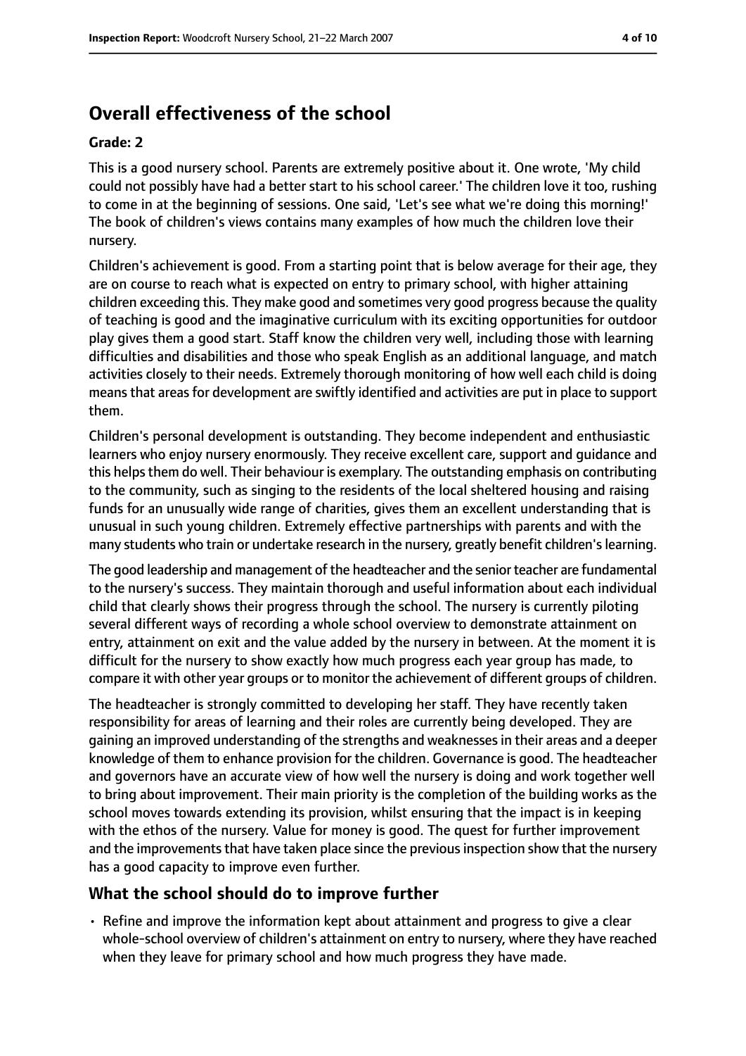## Overall effectiveness of the school

### Grade: 2

This is a good nursery school. Parents are extremely positive about it. One wrote, 'My child could not possibly have had a better start to his school career.' The children love it too, rushing to come in at the beginning of sessions. One said, 'Let's see what we're doing this morning!' The book of children's views contains many examples of how much the children love their nursery.

Children's achievement is good. From a starting point that is below average for their age, they are on course to reach what is expected on entry to primary school, with higher attaining children exceeding this. They make good and sometimes very good progress because the quality of teaching is good and the imaginative curriculum with its exciting opportunities for outdoor play gives them a good start. Staff know the children very well, including those with learning difficulties and disabilities and those who speak English as an additional language, and match activities closely to their needs. Extremely thorough monitoring of how well each child is doing means that areas for development are swiftly identified and activities are put in place to support them.

Children's personal development is outstanding. They become independent and enthusiastic learners who enjoy nursery enormously. They receive excellent care, support and guidance and this helps them do well. Their behaviour is exemplary. The outstanding emphasis on contributing to the community, such as singing to the residents of the local sheltered housing and raising funds for an unusually wide range of charities, gives them an excellent understanding that is unusual in such young children. Extremely effective partnerships with parents and with the many students who train or undertake research in the nursery, greatly benefit children's learning.

The good leadership and management of the headteacher and the senior teacher are fundamental to the nursery's success. They maintain thorough and useful information about each individual child that clearly shows their progress through the school. The nursery is currently piloting several different ways of recording a whole school overview to demonstrate attainment on entry, attainment on exit and the value added by the nursery in between. At the moment it is difficult for the nursery to show exactly how much progress each year group has made, to compare it with other year groups or to monitor the achievement of different groups of children.

The headteacher is strongly committed to developing her staff. They have recently taken responsibility for areas of learning and their roles are currently being developed. They are gaining an improved understanding of the strengths and weaknesses in their areas and a deeper knowledge of them to enhance provision for the children. Governance is good. The headteacher and governors have an accurate view of how well the nursery is doing and work together well to bring about improvement. Their main priority is the completion of the building works as the school moves towards extending its provision, whilst ensuring that the impact is in keeping with the ethos of the nursery. Value for money is good. The quest for further improvement and the improvements that have taken place since the previous inspection show that the nursery has a good capacity to improve even further.

## What the school should do to improve further

- Refine and improve the information kept about attainment and progress to give a clear whole-school overview of children's attainment on entry to nursery, where they have reached when they leave for primary school and how much progress they have made.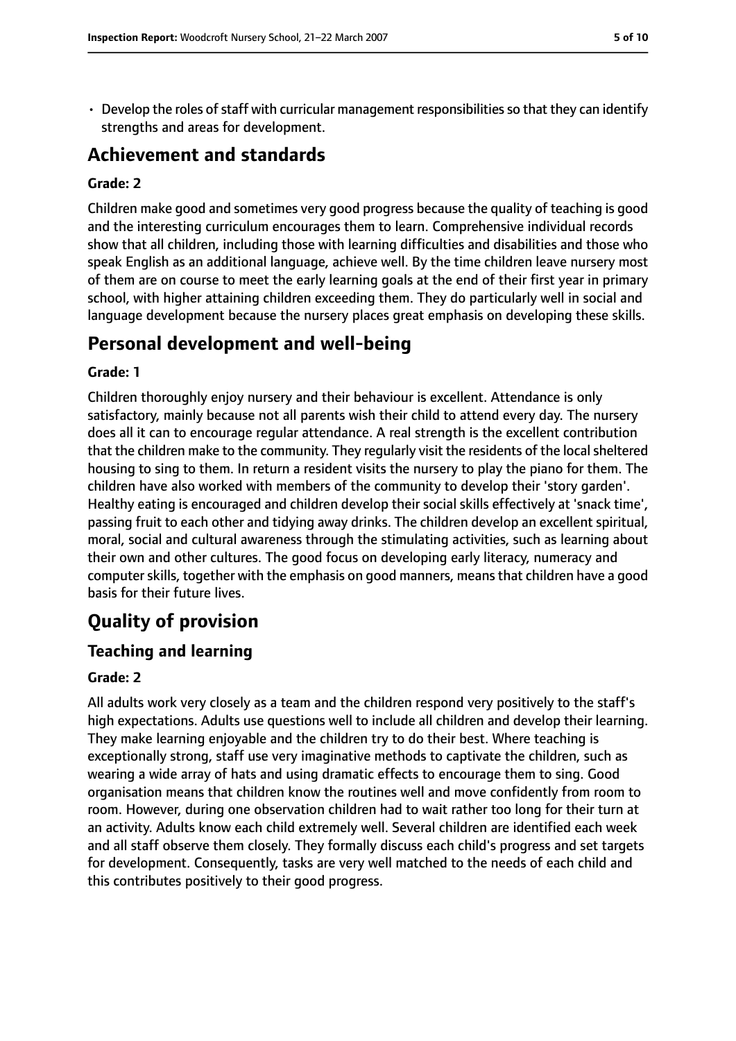- Develop the roles of staff with curricular management responsibilities so that they can identify strengths and areas for development.

## Achievement and standards

### Grade: 2

Children make good and sometimes very good progress because the quality of teaching is good and the interesting curriculum encourages them to learn. Comprehensive individual records show that all children, including those with learning difficulties and disabilities and those who speak English as an additional language, achieve well. By the time children leave nursery most of them are on course to meet the early learning goals at the end of their first year in primary school, with higher attaining children exceeding them. They do particularly well in social and language development because the nursery places great emphasis on developing these skills.

## Personal development and well-being

### Grade: 1

Children thoroughly enjoy nursery and their behaviour is excellent. Attendance is only satisfactory, mainly because not all parents wish their child to attend every day. The nursery does all it can to encourage regular attendance. A real strength is the excellent contribution that the children make to the community. They regularly visit the residents of the local sheltered housing to sing to them. In return a resident visits the nursery to play the piano for them. The children have also worked with members of the community to develop their 'story garden'. Healthy eating is encouraged and children develop their social skills effectively at 'snack time', passing fruit to each other and tidying away drinks. The children develop an excellent spiritual, moral, social and cultural awareness through the stimulating activities, such as learning about their own and other cultures. The good focus on developing early literacy, numeracy and computer skills, together with the emphasis on good manners, means that children have a good basis for their future lives.

# Quality of provision

## Teaching and learning

### Grade: 2

All adults work very closely as a team and the children respond very positively to the staff's high expectations. Adults use questions well to include all children and develop their learning. They make learning enjoyable and the children try to do their best. Where teaching is exceptionally strong, staff use very imaginative methods to captivate the children, such as wearing a wide array of hats and using dramatic effects to encourage them to sing. Good organisation means that children know the routines well and move confidently from room to room. However, during one observation children had to wait rather too long for their turn at an activity. Adults know each child extremely well. Several children are identified each week and all staff observe them closely. They formally discuss each child's progress and set targets for development. Consequently, tasks are very well matched to the needs of each child and this contributes positively to their good progress.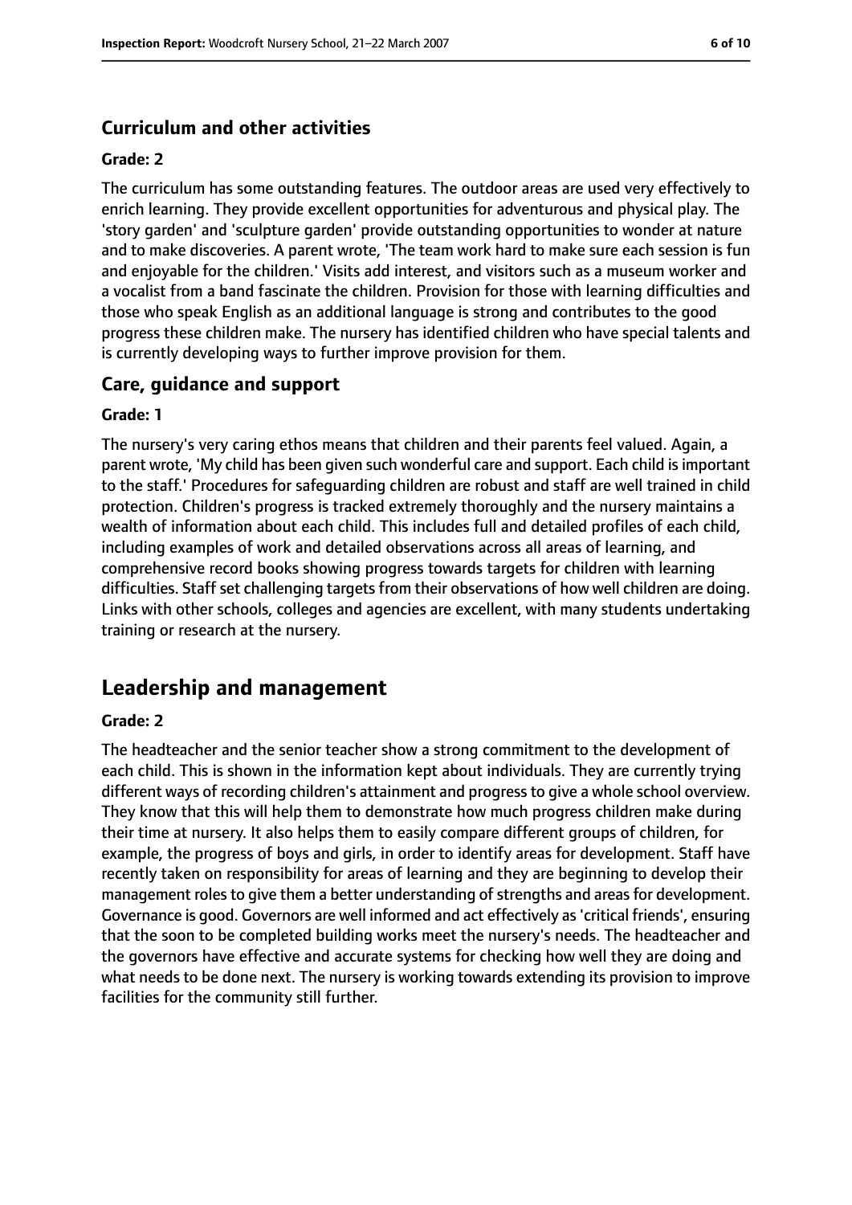### Curriculum and other activities

#### Grade: 2

The curriculum has some outstanding features. The outdoor areas are used very effectively to enrich learning. They provide excellent opportunities for adventurous and physical play. The 'story garden' and 'sculpture garden' provide outstanding opportunities to wonder at nature and to make discoveries. A parent wrote, 'The team work hard to make sure each session is fun and enjoyable for the children.' Visits add interest, and visitors such as a museum worker and a vocalist from a band fascinate the children. Provision for those with learning difficulties and those who speak English as an additional language is strong and contributes to the good progress these children make. The nursery has identified children who have special talents and is currently developing ways to further improve provision for them.

### Care, guidance and support

#### Grade: 1

The nursery's very caring ethos means that children and their parents feel valued. Again, a parent wrote, 'My child has been given such wonderful care and support. Each child is important to the staff.' Procedures for safeguarding children are robust and staff are well trained in child protection. Children's progress is tracked extremely thoroughly and the nursery maintains a wealth of information about each child. This includes full and detailed profiles of each child, including examples of work and detailed observations across all areas of learning, and comprehensive record books showing progress towards targets for children with learning difficulties. Staff set challenging targets from their observations of how well children are doing. Links with other schools, colleges and agencies are excellent, with many students undertaking training or research at the nursery.

## Leadership and management

#### Grade: 2

The headteacher and the senior teacher show a strong commitment to the development of each child. This is shown in the information kept about individuals. They are currently trying different ways of recording children's attainment and progress to give a whole school overview. They know that this will help them to demonstrate how much progress children make during their time at nursery. It also helps them to easily compare different groups of children, for example, the progress of boys and girls, in order to identify areas for development. Staff have recently taken on responsibility for areas of learning and they are beginning to develop their management roles to give them a better understanding of strengths and areas for development. Governance is good. Governors are well informed and act effectively as 'critical friends', ensuring that the soon to be completed building works meet the nursery's needs. The headteacher and the governors have effective and accurate systems for checking how well they are doing and what needs to be done next. The nursery is working towards extending its provision to improve facilities for the community still further.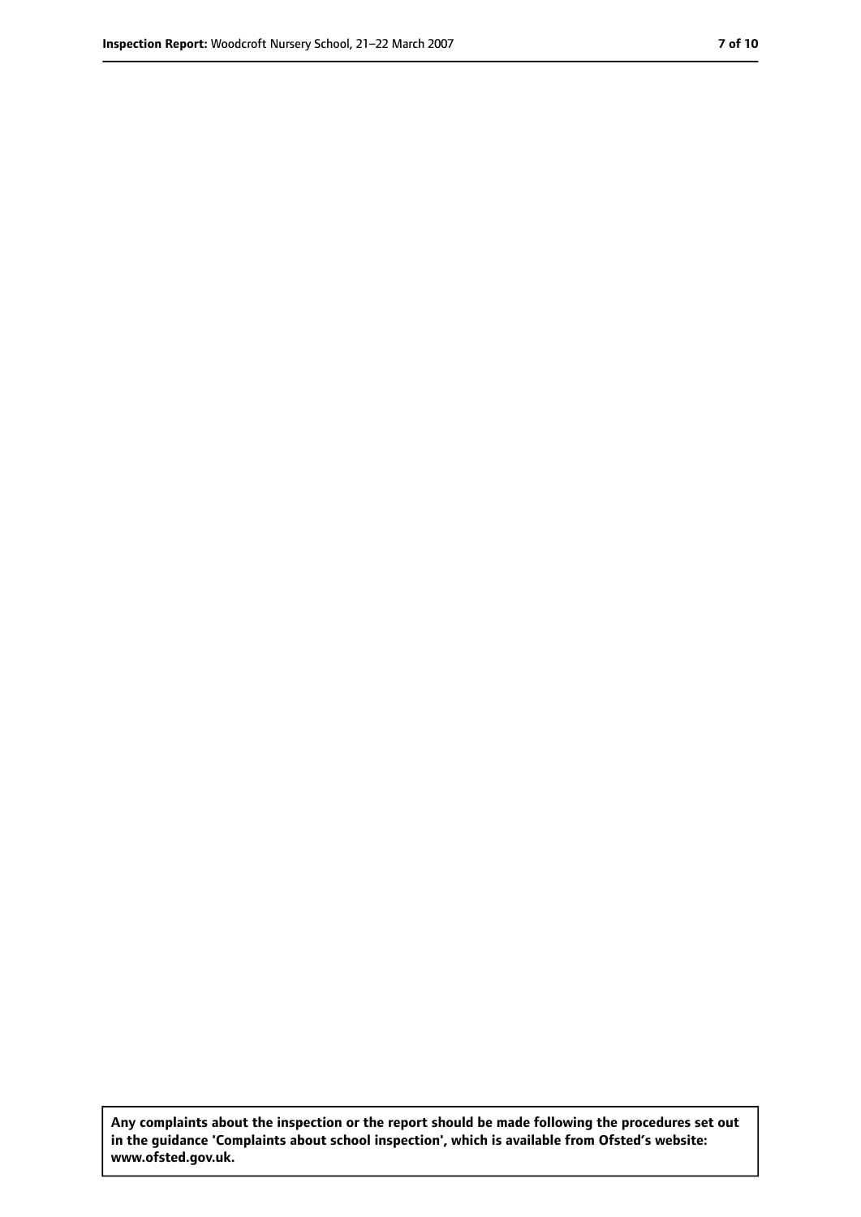**Any complaints about the inspection or the report should be made following the procedures set out in the guidance 'Complaints about school inspection', which is available from Ofsted's website: www.ofsted.gov.uk.**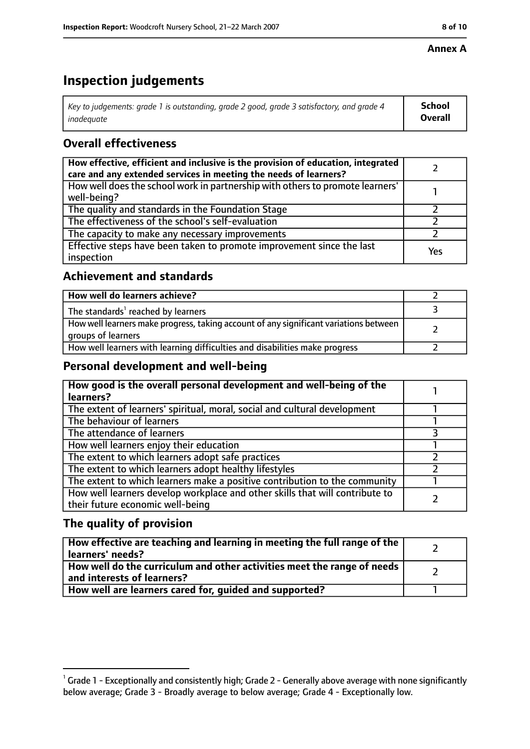**Annex A**

# Inspection judgements

| *Key to judgements: grade 1 is outstanding, grade 2 good, grade 3 satisfactory, and grade 4 inadequate* | **School Overall** |
|---|---|

## Overall effectiveness

| | |
|---|---|
| **How effective, efficient and inclusive is the provision of education, integrated care and any extended services in meeting the needs of learners?** | 2 |
| How well does the school work in partnership with others to promote learners' well-being? | 1 |
| The quality and standards in the Foundation Stage | 2 |
| The effectiveness of the school's self-evaluation | 2 |
| The capacity to make any necessary improvements | 2 |
| Effective steps have been taken to promote improvement since the last inspection | Yes |

## Achievement and standards

| | |
|---|---|
| **How well do learners achieve?** | 2 |
| The standards[1] reached by learners | 3 |
| How well learners make progress, taking account of any significant variations between groups of learners | 2 |
| How well learners with learning difficulties and disabilities make progress | 2 |

## Personal development and well-being

| | |
|---|---|
| **How good is the overall personal development and well-being of the learners?** | 1 |
| The extent of learners' spiritual, moral, social and cultural development | 1 |
| The behaviour of learners | 1 |
| The attendance of learners | 3 |
| How well learners enjoy their education | 1 |
| The extent to which learners adopt safe practices | 2 |
| The extent to which learners adopt healthy lifestyles | 2 |
| The extent to which learners make a positive contribution to the community | 1 |
| How well learners develop workplace and other skills that will contribute to their future economic well-being | 2 |

## The quality of provision

| | |
|---|---|
| **How effective are teaching and learning in meeting the full range of the learners' needs?** | 2 |
| **How well do the curriculum and other activities meet the range of needs and interests of learners?** | 2 |
| **How well are learners cared for, guided and supported?** | 1 |

[1] Grade 1 - Exceptionally and consistently high; Grade 2 - Generally above average with none significantly below average; Grade 3 - Broadly average to below average; Grade 4 - Exceptionally low.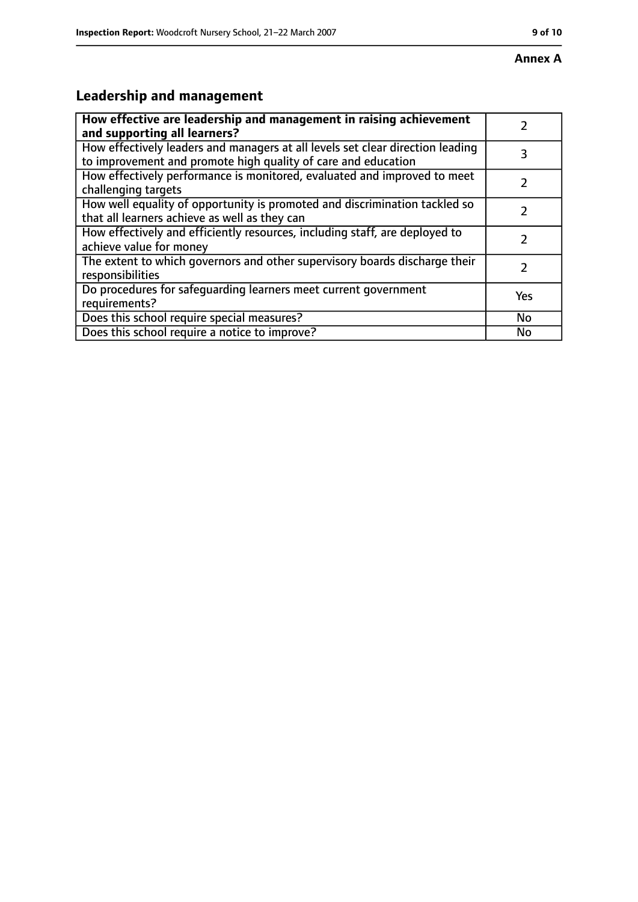**Annex A**

## Leadership and management

| **How effective are leadership and management in raising achievement and supporting all learners?** | 2 |
|---|---|
| How effectively leaders and managers at all levels set clear direction leading to improvement and promote high quality of care and education | 3 |
| How effectively performance is monitored, evaluated and improved to meet challenging targets | 2 |
| How well equality of opportunity is promoted and discrimination tackled so that all learners achieve as well as they can | 2 |
| How effectively and efficiently resources, including staff, are deployed to achieve value for money | 2 |
| The extent to which governors and other supervisory boards discharge their responsibilities | 2 |
| Do procedures for safeguarding learners meet current government requirements? | Yes |
| Does this school require special measures? | No |
| Does this school require a notice to improve? | No |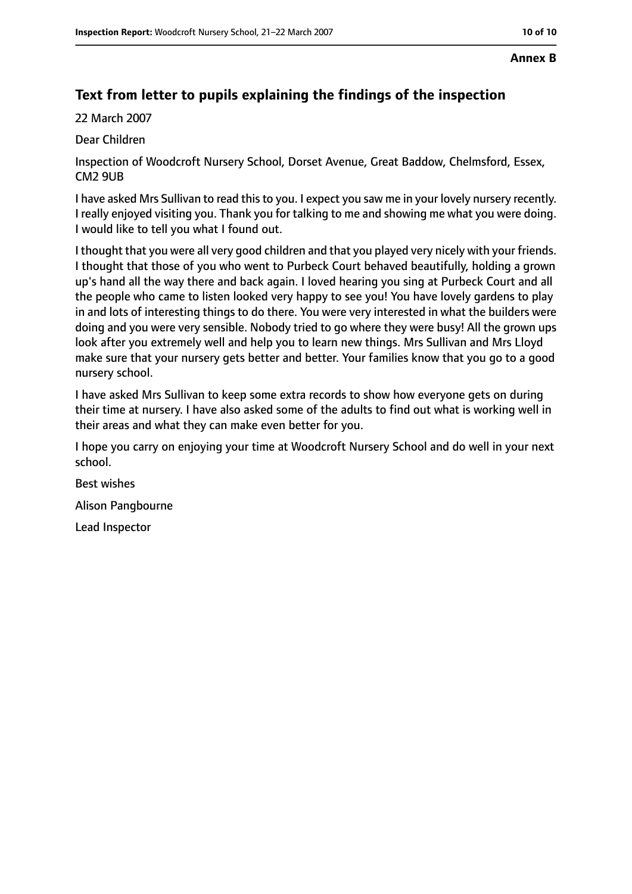**Annex B**

## Text from letter to pupils explaining the findings of the inspection

22 March 2007

Dear Children

Inspection of Woodcroft Nursery School, Dorset Avenue, Great Baddow, Chelmsford, Essex, CM2 9UB

I have asked Mrs Sullivan to read this to you. I expect you saw me in your lovely nursery recently. I really enjoyed visiting you. Thank you for talking to me and showing me what you were doing. I would like to tell you what I found out.

I thought that you were all very good children and that you played very nicely with your friends. I thought that those of you who went to Purbeck Court behaved beautifully, holding a grown up's hand all the way there and back again. I loved hearing you sing at Purbeck Court and all the people who came to listen looked very happy to see you! You have lovely gardens to play in and lots of interesting things to do there. You were very interested in what the builders were doing and you were very sensible. Nobody tried to go where they were busy! All the grown ups look after you extremely well and help you to learn new things. Mrs Sullivan and Mrs Lloyd make sure that your nursery gets better and better. Your families know that you go to a good nursery school.

I have asked Mrs Sullivan to keep some extra records to show how everyone gets on during their time at nursery. I have also asked some of the adults to find out what is working well in their areas and what they can make even better for you.

I hope you carry on enjoying your time at Woodcroft Nursery School and do well in your next school.

Best wishes

Alison Pangbourne

Lead Inspector